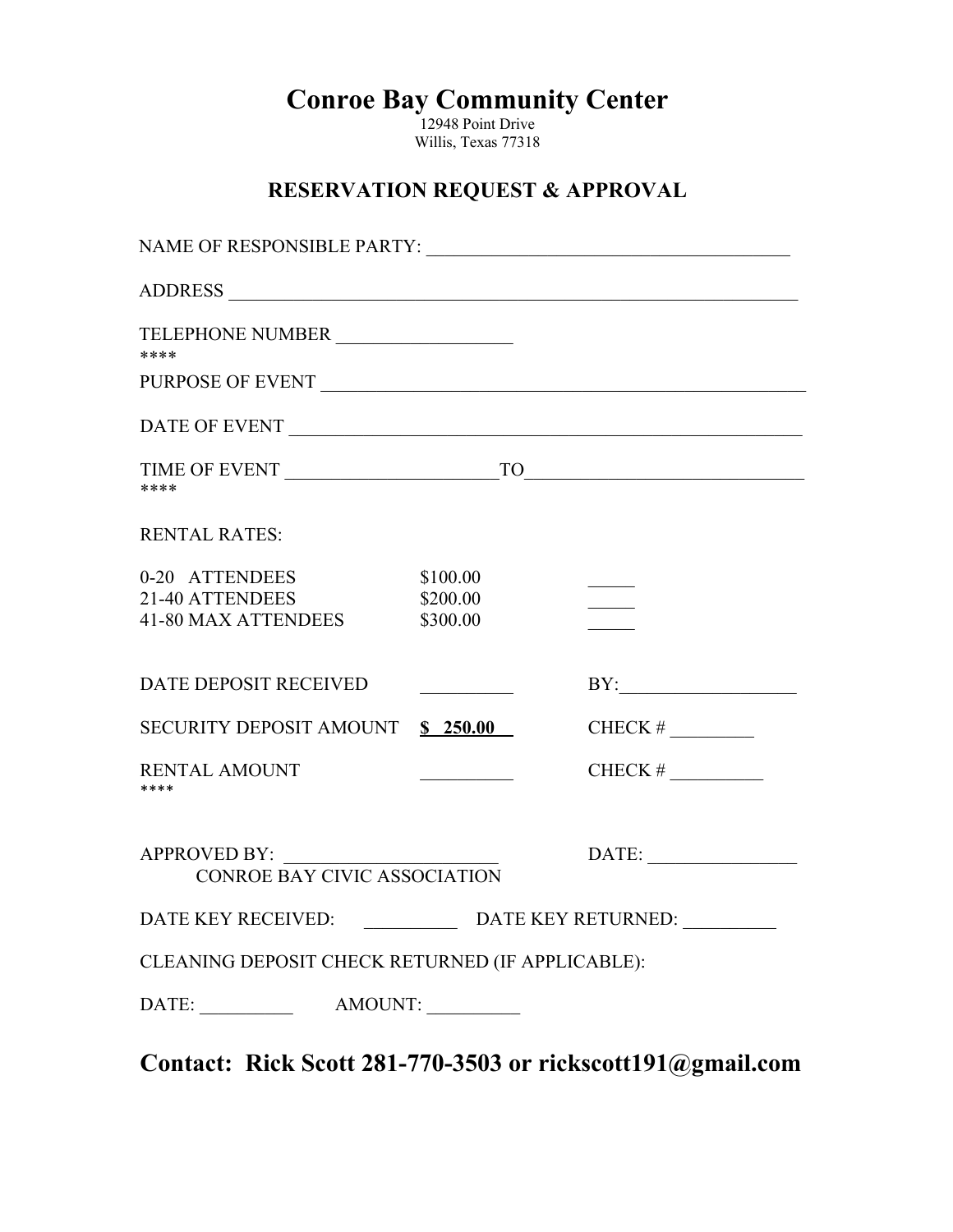# Conroe Bay Community Center

12948 Point Drive
Willis, Texas 77318

## RESERVATION REQUEST & APPROVAL

NAME OF RESPONSIBLE PARTY: ________________________________________

ADDRESS ________________________________________________________________

TELEPHONE NUMBER ___________________
****

PURPOSE OF EVENT ______________________________________________________

DATE OF EVENT _________________________________________________________

TIME OF EVENT ______________________TO______________________________
****

RENTAL RATES:

| | | |
|---|---|---|
| 0-20 ATTENDEES | $100.00 | _____ |
| 21-40 ATTENDEES | $200.00 | _____ |
| 41-80 MAX ATTENDEES | $300.00 | _____ |

| | | |
|---|---|---|
| DATE DEPOSIT RECEIVED | __________ | BY:___________________ |
| SECURITY DEPOSIT AMOUNT | **$ 250.00** | CHECK # _________ |
| RENTAL AMOUNT | __________ | CHECK # __________ |

****

APPROVED BY: _______________________ DATE: ________________
CONROE BAY CIVIC ASSOCIATION

DATE KEY RECEIVED: __________ DATE KEY RETURNED: __________

CLEANING DEPOSIT CHECK RETURNED (IF APPLICABLE):

DATE: __________ AMOUNT: __________

**Contact: Rick Scott 281-770-3503 or rickscott191@gmail.com**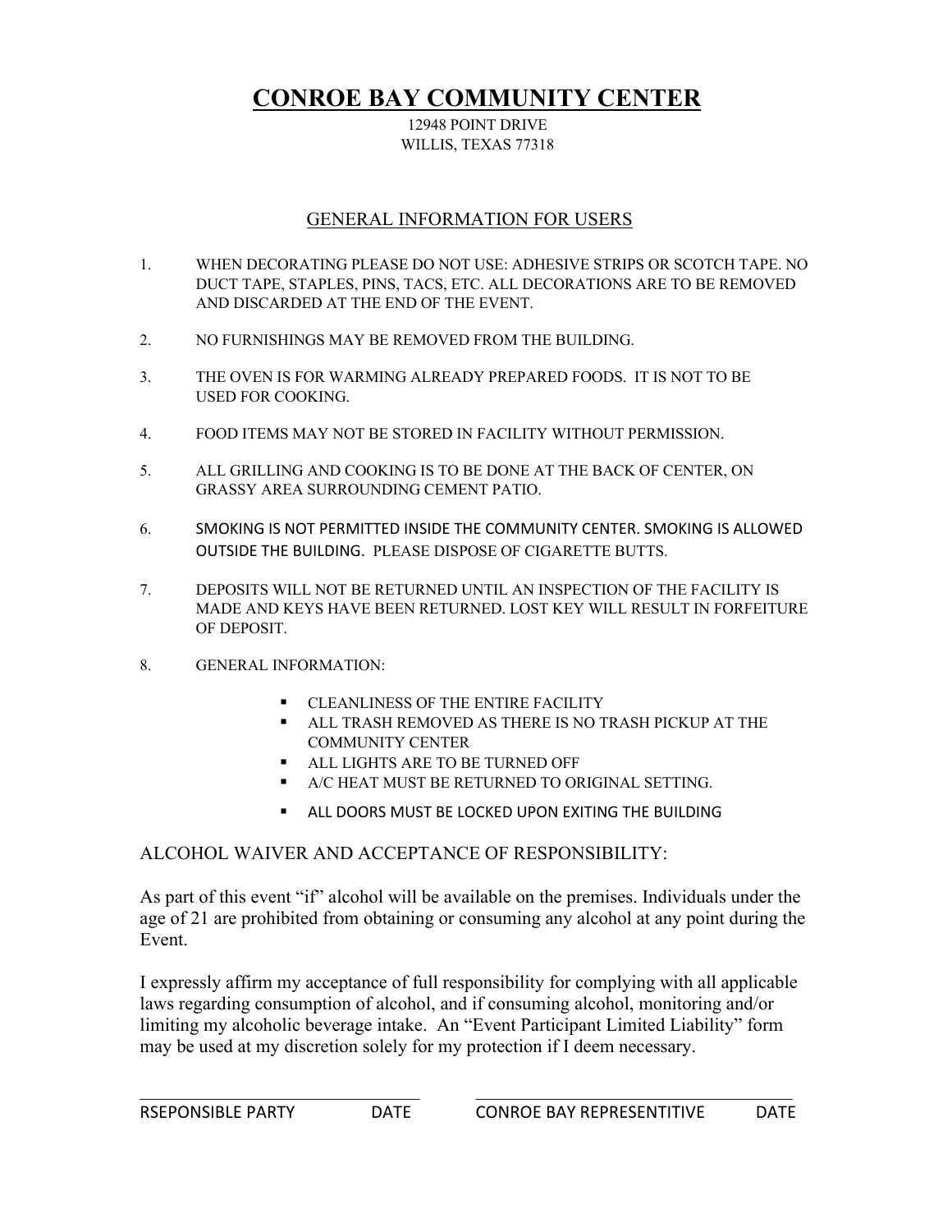# CONROE BAY COMMUNITY CENTER

12948 POINT DRIVE
WILLIS, TEXAS 77318

## GENERAL INFORMATION FOR USERS

1. WHEN DECORATING PLEASE DO NOT USE: ADHESIVE STRIPS OR SCOTCH TAPE. NO DUCT TAPE, STAPLES, PINS, TACS, ETC. ALL DECORATIONS ARE TO BE REMOVED AND DISCARDED AT THE END OF THE EVENT.

2. NO FURNISHINGS MAY BE REMOVED FROM THE BUILDING.

3. THE OVEN IS FOR WARMING ALREADY PREPARED FOODS. IT IS NOT TO BE USED FOR COOKING.

4. FOOD ITEMS MAY NOT BE STORED IN FACILITY WITHOUT PERMISSION.

5. ALL GRILLING AND COOKING IS TO BE DONE AT THE BACK OF CENTER, ON GRASSY AREA SURROUNDING CEMENT PATIO.

6. SMOKING IS NOT PERMITTED INSIDE THE COMMUNITY CENTER. SMOKING IS ALLOWED OUTSIDE THE BUILDING. PLEASE DISPOSE OF CIGARETTE BUTTS.

7. DEPOSITS WILL NOT BE RETURNED UNTIL AN INSPECTION OF THE FACILITY IS MADE AND KEYS HAVE BEEN RETURNED. LOST KEY WILL RESULT IN FORFEITURE OF DEPOSIT.

8. GENERAL INFORMATION:
   - CLEANLINESS OF THE ENTIRE FACILITY
   - ALL TRASH REMOVED AS THERE IS NO TRASH PICKUP AT THE COMMUNITY CENTER
   - ALL LIGHTS ARE TO BE TURNED OFF
   - A/C HEAT MUST BE RETURNED TO ORIGINAL SETTING.
   - ALL DOORS MUST BE LOCKED UPON EXITING THE BUILDING

ALCOHOL WAIVER AND ACCEPTANCE OF RESPONSIBILITY:

As part of this event "if" alcohol will be available on the premises. Individuals under the age of 21 are prohibited from obtaining or consuming any alcohol at any point during the Event.

I expressly affirm my acceptance of full responsibility for complying with all applicable laws regarding consumption of alcohol, and if consuming alcohol, monitoring and/or limiting my alcoholic beverage intake. An "Event Participant Limited Liability" form may be used at my discretion solely for my protection if I deem necessary.

_______________________________ _______________________________

RSEPONSIBLE PARTY DATE CONROE BAY REPRESENTIVE DATE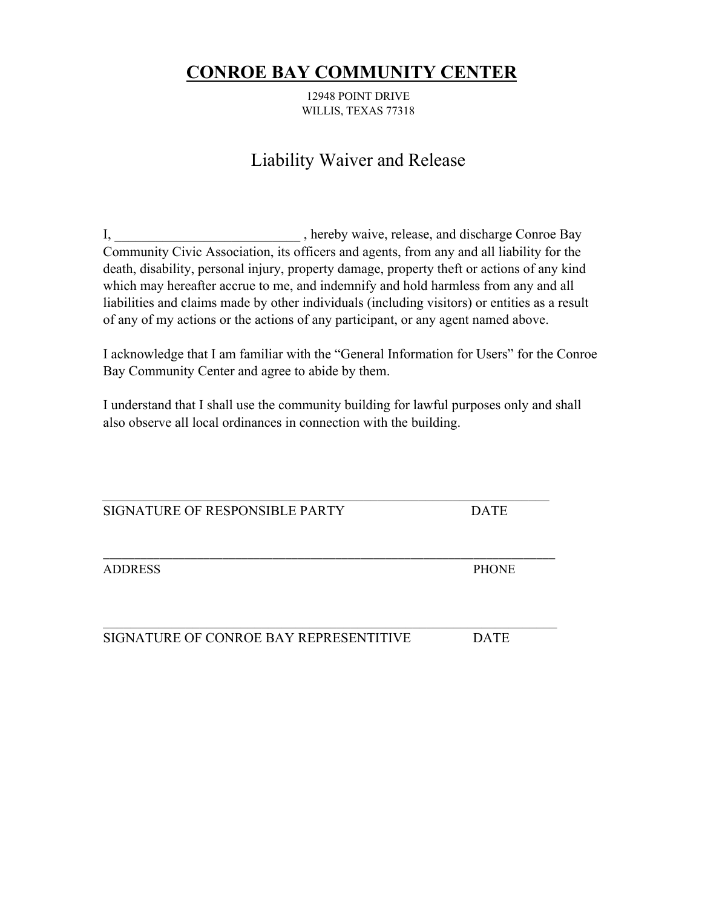# CONROE BAY COMMUNITY CENTER

12948 POINT DRIVE
WILLIS, TEXAS 77318

## Liability Waiver and Release

I, ___________________________ , hereby waive, release, and discharge Conroe Bay Community Civic Association, its officers and agents, from any and all liability for the death, disability, personal injury, property damage, property theft or actions of any kind which may hereafter accrue to me, and indemnify and hold harmless from any and all liabilities and claims made by other individuals (including visitors) or entities as a result of any of my actions or the actions of any participant, or any agent named above.

I acknowledge that I am familiar with the "General Information for Users" for the Conroe Bay Community Center and agree to abide by them.

I understand that I shall use the community building for lawful purposes only and shall also observe all local ordinances in connection with the building.

_________________________________________________________________

SIGNATURE OF RESPONSIBLE PARTY DATE

_________________________________________________________________

ADDRESS PHONE

_________________________________________________________________

SIGNATURE OF CONROE BAY REPRESENTITIVE DATE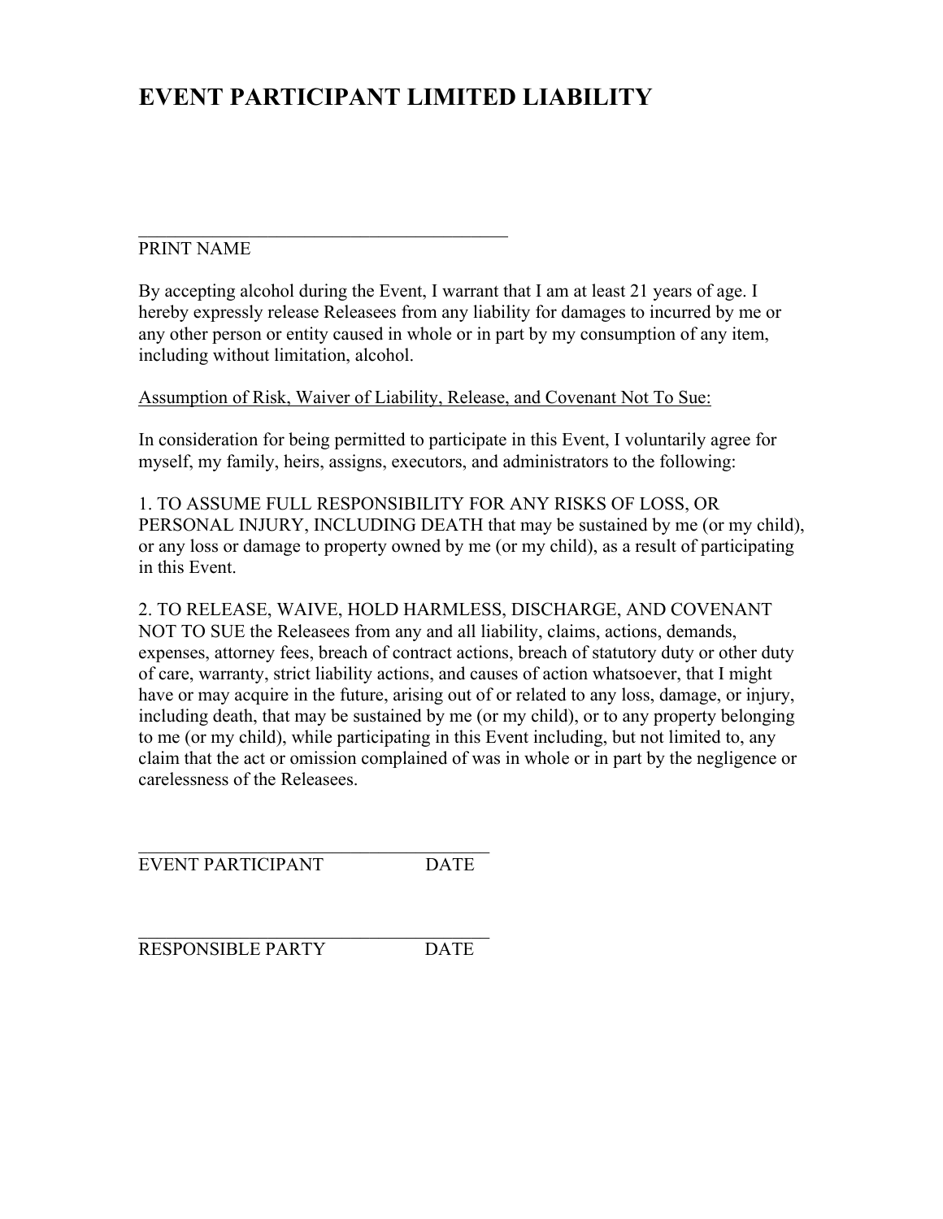# EVENT PARTICIPANT LIMITED LIABILITY

\_\_\_\_\_\_\_\_\_\_\_\_\_\_\_\_\_\_\_\_\_\_\_\_\_\_\_\_\_\_\_\_\_\_\_\_\_\_\_\_

PRINT NAME

By accepting alcohol during the Event, I warrant that I am at least 21 years of age. I hereby expressly release Releasees from any liability for damages to incurred by me or any other person or entity caused in whole or in part by my consumption of any item, including without limitation, alcohol.

<u>Assumption of Risk, Waiver of Liability, Release, and Covenant Not To Sue:</u>

In consideration for being permitted to participate in this Event, I voluntarily agree for myself, my family, heirs, assigns, executors, and administrators to the following:

1. TO ASSUME FULL RESPONSIBILITY FOR ANY RISKS OF LOSS, OR PERSONAL INJURY, INCLUDING DEATH that may be sustained by me (or my child), or any loss or damage to property owned by me (or my child), as a result of participating in this Event.

2. TO RELEASE, WAIVE, HOLD HARMLESS, DISCHARGE, AND COVENANT NOT TO SUE the Releasees from any and all liability, claims, actions, demands, expenses, attorney fees, breach of contract actions, breach of statutory duty or other duty of care, warranty, strict liability actions, and causes of action whatsoever, that I might have or may acquire in the future, arising out of or related to any loss, damage, or injury, including death, that may be sustained by me (or my child), or to any property belonging to me (or my child), while participating in this Event including, but not limited to, any claim that the act or omission complained of was in whole or in part by the negligence or carelessness of the Releasees.

\_\_\_\_\_\_\_\_\_\_\_\_\_\_\_\_\_\_\_\_\_\_\_\_\_\_\_\_\_\_\_\_\_\_\_\_\_\_\_\_

EVENT PARTICIPANT DATE

\_\_\_\_\_\_\_\_\_\_\_\_\_\_\_\_\_\_\_\_\_\_\_\_\_\_\_\_\_\_\_\_\_\_\_\_\_\_\_\_

RESPONSIBLE PARTY DATE